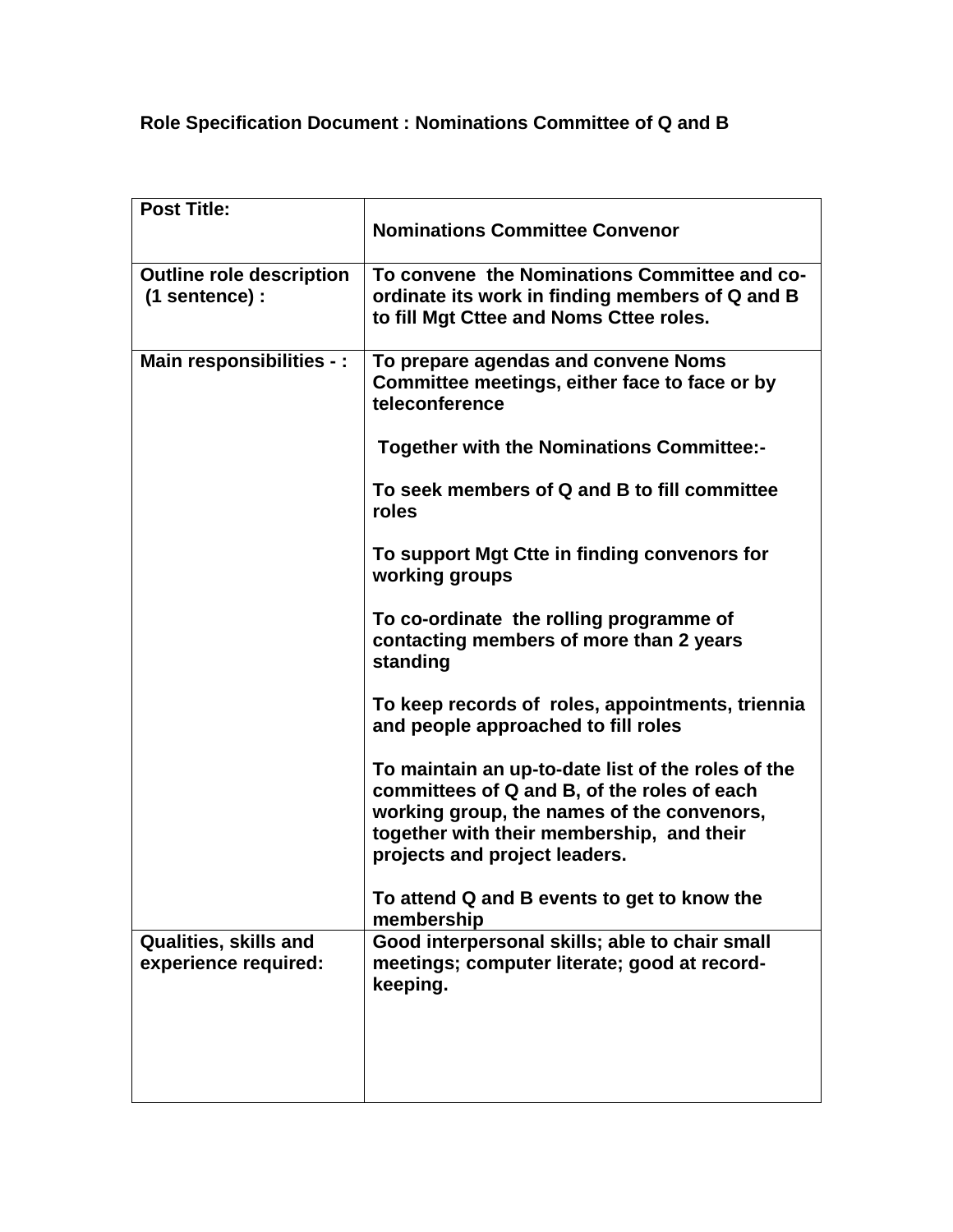**Role Specification Document : Nominations Committee of Q and B**

| **Post Title:** | **Nominations Committee Convenor** |
|---|---|
| **Outline role description (1 sentence) :** | **To convene the Nominations Committee and co-ordinate its work in finding members of Q and B to fill Mgt Cttee and Noms Cttee roles.** |
| **Main responsibilities - :** | **To prepare agendas and convene Noms Committee meetings, either face to face or by teleconference**<br><br>**Together with the Nominations Committee:-**<br><br>**To seek members of Q and B to fill committee roles**<br><br>**To support Mgt Ctte in finding convenors for working groups**<br><br>**To co-ordinate the rolling programme of contacting members of more than 2 years standing**<br><br>**To keep records of roles, appointments, triennia and people approached to fill roles**<br><br>**To maintain an up-to-date list of the roles of the committees of Q and B, of the roles of each working group, the names of the convenors, together with their membership, and their projects and project leaders.**<br><br>**To attend Q and B events to get to know the membership** |
| **Qualities, skills and experience required:** | **Good interpersonal skills; able to chair small meetings; computer literate; good at record-keeping.** |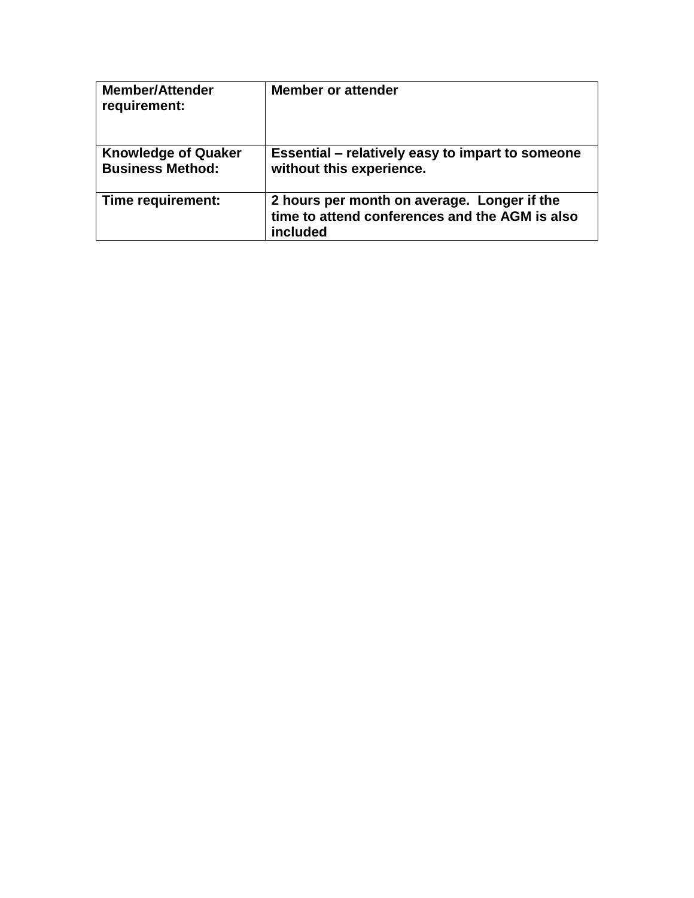| | |
|---|---|
| **Member/Attender requirement:** | **Member or attender** |
| **Knowledge of Quaker Business Method:** | **Essential – relatively easy to impart to someone without this experience.** |
| **Time requirement:** | **2 hours per month on average. Longer if the time to attend conferences and the AGM is also included** |